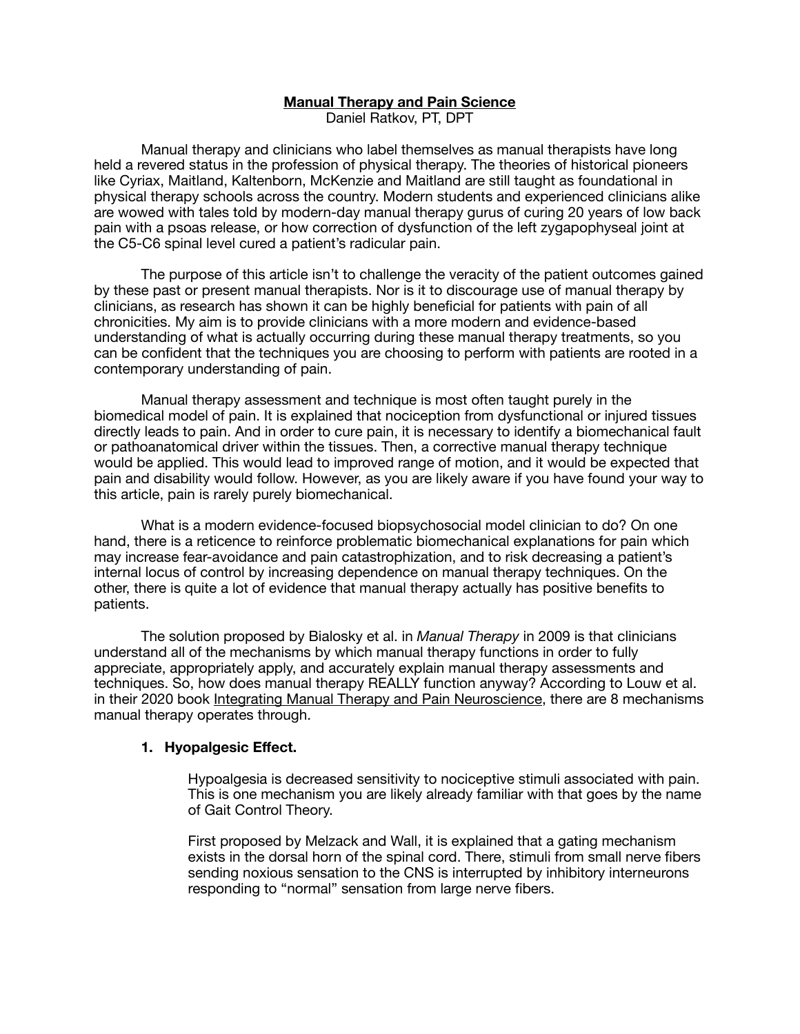# Manual Therapy and Pain Science

Daniel Ratkov, PT, DPT

Manual therapy and clinicians who label themselves as manual therapists have long held a revered status in the profession of physical therapy. The theories of historical pioneers like Cyriax, Maitland, Kaltenborn, McKenzie and Maitland are still taught as foundational in physical therapy schools across the country. Modern students and experienced clinicians alike are wowed with tales told by modern-day manual therapy gurus of curing 20 years of low back pain with a psoas release, or how correction of dysfunction of the left zygapophyseal joint at the C5-C6 spinal level cured a patient's radicular pain.

The purpose of this article isn't to challenge the veracity of the patient outcomes gained by these past or present manual therapists. Nor is it to discourage use of manual therapy by clinicians, as research has shown it can be highly beneficial for patients with pain of all chronicities. My aim is to provide clinicians with a more modern and evidence-based understanding of what is actually occurring during these manual therapy treatments, so you can be confident that the techniques you are choosing to perform with patients are rooted in a contemporary understanding of pain.

Manual therapy assessment and technique is most often taught purely in the biomedical model of pain. It is explained that nociception from dysfunctional or injured tissues directly leads to pain. And in order to cure pain, it is necessary to identify a biomechanical fault or pathoanatomical driver within the tissues. Then, a corrective manual therapy technique would be applied. This would lead to improved range of motion, and it would be expected that pain and disability would follow. However, as you are likely aware if you have found your way to this article, pain is rarely purely biomechanical.

What is a modern evidence-focused biopsychosocial model clinician to do? On one hand, there is a reticence to reinforce problematic biomechanical explanations for pain which may increase fear-avoidance and pain catastrophization, and to risk decreasing a patient's internal locus of control by increasing dependence on manual therapy techniques. On the other, there is quite a lot of evidence that manual therapy actually has positive benefits to patients.

The solution proposed by Bialosky et al. in *Manual Therapy* in 2009 is that clinicians understand all of the mechanisms by which manual therapy functions in order to fully appreciate, appropriately apply, and accurately explain manual therapy assessments and techniques. So, how does manual therapy REALLY function anyway? According to Louw et al. in their 2020 book Integrating Manual Therapy and Pain Neuroscience, there are 8 mechanisms manual therapy operates through.

1. **Hyopalgesic Effect.**

   Hypoalgesia is decreased sensitivity to nociceptive stimuli associated with pain. This is one mechanism you are likely already familiar with that goes by the name of Gait Control Theory.

   First proposed by Melzack and Wall, it is explained that a gating mechanism exists in the dorsal horn of the spinal cord. There, stimuli from small nerve fibers sending noxious sensation to the CNS is interrupted by inhibitory interneurons responding to "normal" sensation from large nerve fibers.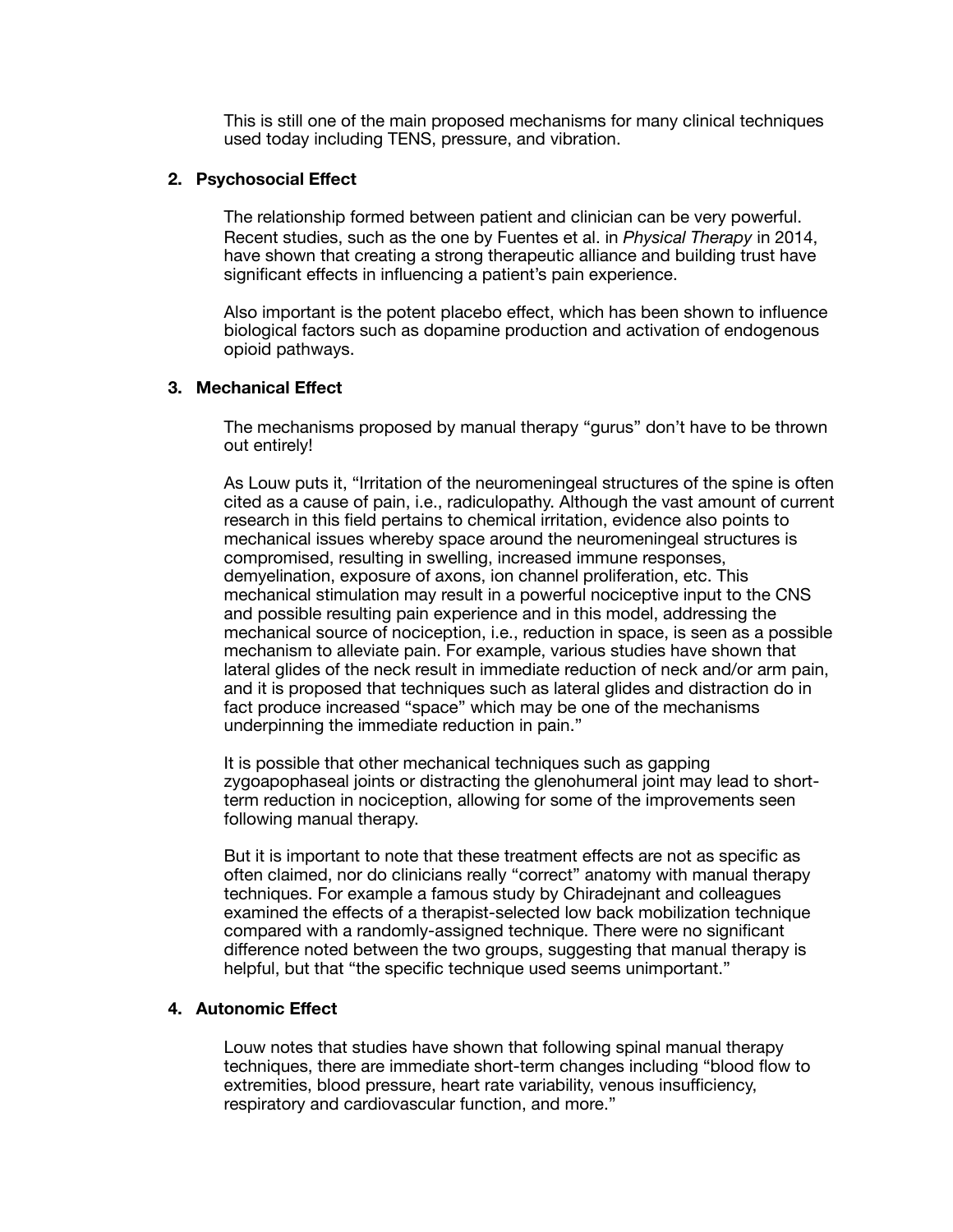This is still one of the main proposed mechanisms for many clinical techniques used today including TENS, pressure, and vibration.

**2. Psychosocial Effect**

The relationship formed between patient and clinician can be very powerful. Recent studies, such as the one by Fuentes et al. in *Physical Therapy* in 2014, have shown that creating a strong therapeutic alliance and building trust have significant effects in influencing a patient's pain experience.

Also important is the potent placebo effect, which has been shown to influence biological factors such as dopamine production and activation of endogenous opioid pathways.

**3. Mechanical Effect**

The mechanisms proposed by manual therapy "gurus" don't have to be thrown out entirely!

As Louw puts it, "Irritation of the neuromeningeal structures of the spine is often cited as a cause of pain, i.e., radiculopathy. Although the vast amount of current research in this field pertains to chemical irritation, evidence also points to mechanical issues whereby space around the neuromeningeal structures is compromised, resulting in swelling, increased immune responses, demyelination, exposure of axons, ion channel proliferation, etc. This mechanical stimulation may result in a powerful nociceptive input to the CNS and possible resulting pain experience and in this model, addressing the mechanical source of nociception, i.e., reduction in space, is seen as a possible mechanism to alleviate pain. For example, various studies have shown that lateral glides of the neck result in immediate reduction of neck and/or arm pain, and it is proposed that techniques such as lateral glides and distraction do in fact produce increased "space" which may be one of the mechanisms underpinning the immediate reduction in pain."

It is possible that other mechanical techniques such as gapping zygoapophaseal joints or distracting the glenohumeral joint may lead to short-term reduction in nociception, allowing for some of the improvements seen following manual therapy.

But it is important to note that these treatment effects are not as specific as often claimed, nor do clinicians really "correct" anatomy with manual therapy techniques. For example a famous study by Chiradejnant and colleagues examined the effects of a therapist-selected low back mobilization technique compared with a randomly-assigned technique. There were no significant difference noted between the two groups, suggesting that manual therapy is helpful, but that "the specific technique used seems unimportant."

**4. Autonomic Effect**

Louw notes that studies have shown that following spinal manual therapy techniques, there are immediate short-term changes including "blood flow to extremities, blood pressure, heart rate variability, venous insufficiency, respiratory and cardiovascular function, and more."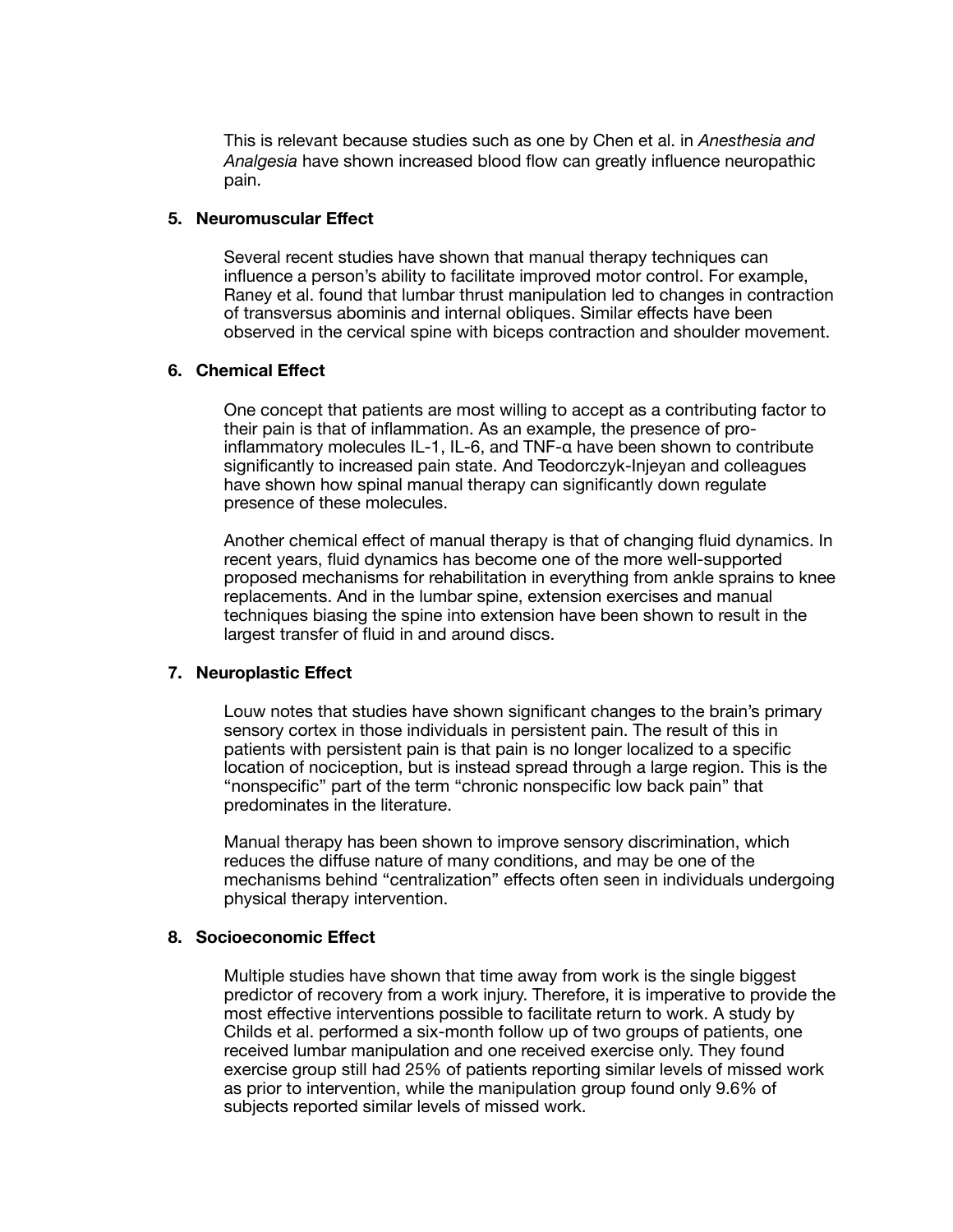This is relevant because studies such as one by Chen et al. in *Anesthesia and Analgesia* have shown increased blood flow can greatly influence neuropathic pain.

**5. Neuromuscular Effect**

Several recent studies have shown that manual therapy techniques can influence a person's ability to facilitate improved motor control. For example, Raney et al. found that lumbar thrust manipulation led to changes in contraction of transversus abominis and internal obliques. Similar effects have been observed in the cervical spine with biceps contraction and shoulder movement.

**6. Chemical Effect**

One concept that patients are most willing to accept as a contributing factor to their pain is that of inflammation. As an example, the presence of pro-inflammatory molecules IL-1, IL-6, and TNF-α have been shown to contribute significantly to increased pain state. And Teodorczyk-Injeyan and colleagues have shown how spinal manual therapy can significantly down regulate presence of these molecules.

Another chemical effect of manual therapy is that of changing fluid dynamics. In recent years, fluid dynamics has become one of the more well-supported proposed mechanisms for rehabilitation in everything from ankle sprains to knee replacements. And in the lumbar spine, extension exercises and manual techniques biasing the spine into extension have been shown to result in the largest transfer of fluid in and around discs.

**7. Neuroplastic Effect**

Louw notes that studies have shown significant changes to the brain's primary sensory cortex in those individuals in persistent pain. The result of this in patients with persistent pain is that pain is no longer localized to a specific location of nociception, but is instead spread through a large region. This is the "nonspecific" part of the term "chronic nonspecific low back pain" that predominates in the literature.

Manual therapy has been shown to improve sensory discrimination, which reduces the diffuse nature of many conditions, and may be one of the mechanisms behind "centralization" effects often seen in individuals undergoing physical therapy intervention.

**8. Socioeconomic Effect**

Multiple studies have shown that time away from work is the single biggest predictor of recovery from a work injury. Therefore, it is imperative to provide the most effective interventions possible to facilitate return to work. A study by Childs et al. performed a six-month follow up of two groups of patients, one received lumbar manipulation and one received exercise only. They found exercise group still had 25% of patients reporting similar levels of missed work as prior to intervention, while the manipulation group found only 9.6% of subjects reported similar levels of missed work.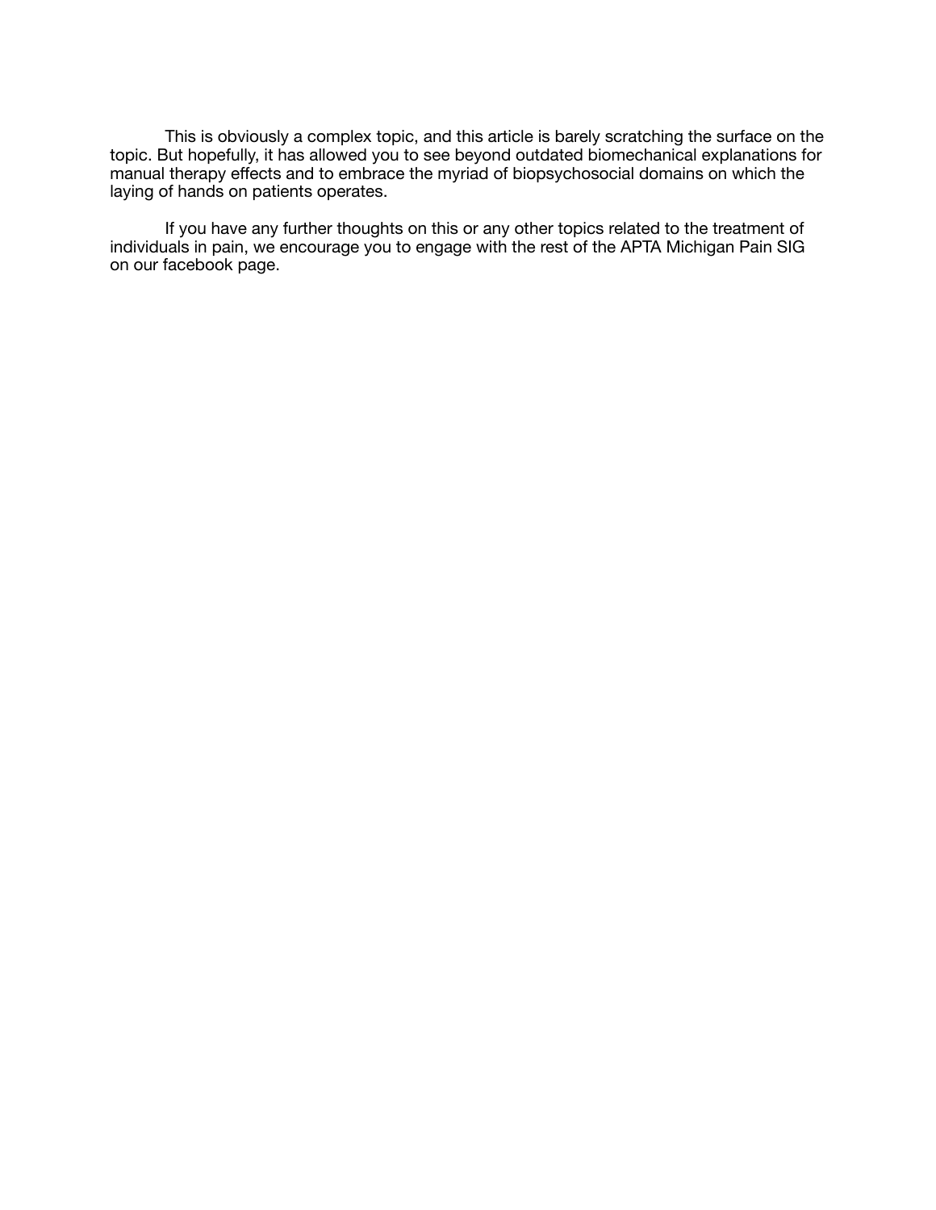This is obviously a complex topic, and this article is barely scratching the surface on the topic. But hopefully, it has allowed you to see beyond outdated biomechanical explanations for manual therapy effects and to embrace the myriad of biopsychosocial domains on which the laying of hands on patients operates.

If you have any further thoughts on this or any other topics related to the treatment of individuals in pain, we encourage you to engage with the rest of the APTA Michigan Pain SIG on our facebook page.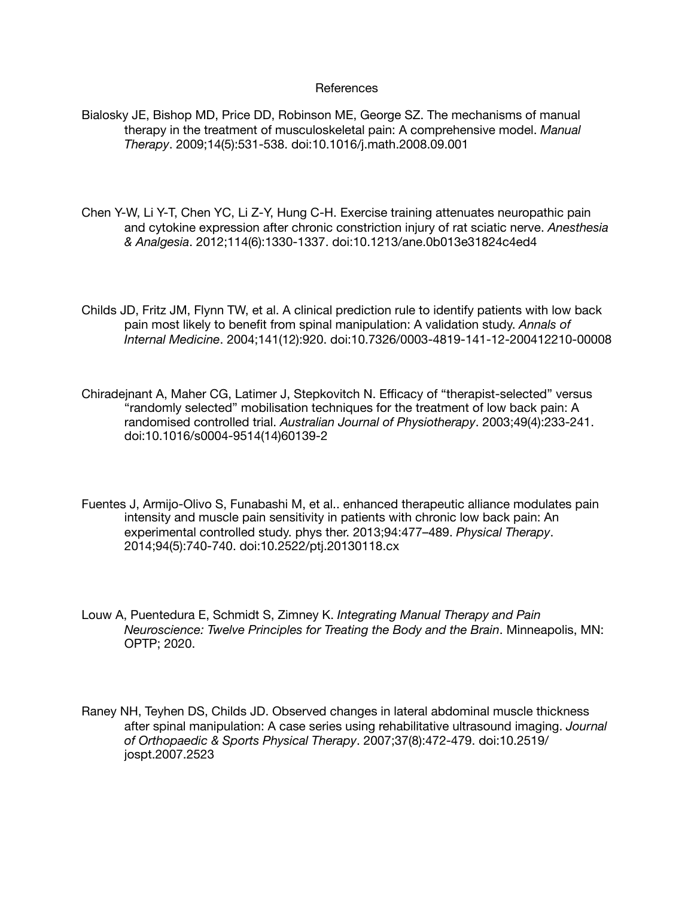# References

Bialosky JE, Bishop MD, Price DD, Robinson ME, George SZ. The mechanisms of manual therapy in the treatment of musculoskeletal pain: A comprehensive model. *Manual Therapy*. 2009;14(5):531-538. doi:10.1016/j.math.2008.09.001

Chen Y-W, Li Y-T, Chen YC, Li Z-Y, Hung C-H. Exercise training attenuates neuropathic pain and cytokine expression after chronic constriction injury of rat sciatic nerve. *Anesthesia & Analgesia*. 2012;114(6):1330-1337. doi:10.1213/ane.0b013e31824c4ed4

Childs JD, Fritz JM, Flynn TW, et al. A clinical prediction rule to identify patients with low back pain most likely to benefit from spinal manipulation: A validation study. *Annals of Internal Medicine*. 2004;141(12):920. doi:10.7326/0003-4819-141-12-200412210-00008

Chiradejnant A, Maher CG, Latimer J, Stepkovitch N. Efficacy of "therapist-selected" versus "randomly selected" mobilisation techniques for the treatment of low back pain: A randomised controlled trial. *Australian Journal of Physiotherapy*. 2003;49(4):233-241. doi:10.1016/s0004-9514(14)60139-2

Fuentes J, Armijo-Olivo S, Funabashi M, et al.. enhanced therapeutic alliance modulates pain intensity and muscle pain sensitivity in patients with chronic low back pain: An experimental controlled study. phys ther. 2013;94:477–489. *Physical Therapy*. 2014;94(5):740-740. doi:10.2522/ptj.20130118.cx

Louw A, Puentedura E, Schmidt S, Zimney K. *Integrating Manual Therapy and Pain Neuroscience: Twelve Principles for Treating the Body and the Brain*. Minneapolis, MN: OPTP; 2020.

Raney NH, Teyhen DS, Childs JD. Observed changes in lateral abdominal muscle thickness after spinal manipulation: A case series using rehabilitative ultrasound imaging. *Journal of Orthopaedic & Sports Physical Therapy*. 2007;37(8):472-479. doi:10.2519/jospt.2007.2523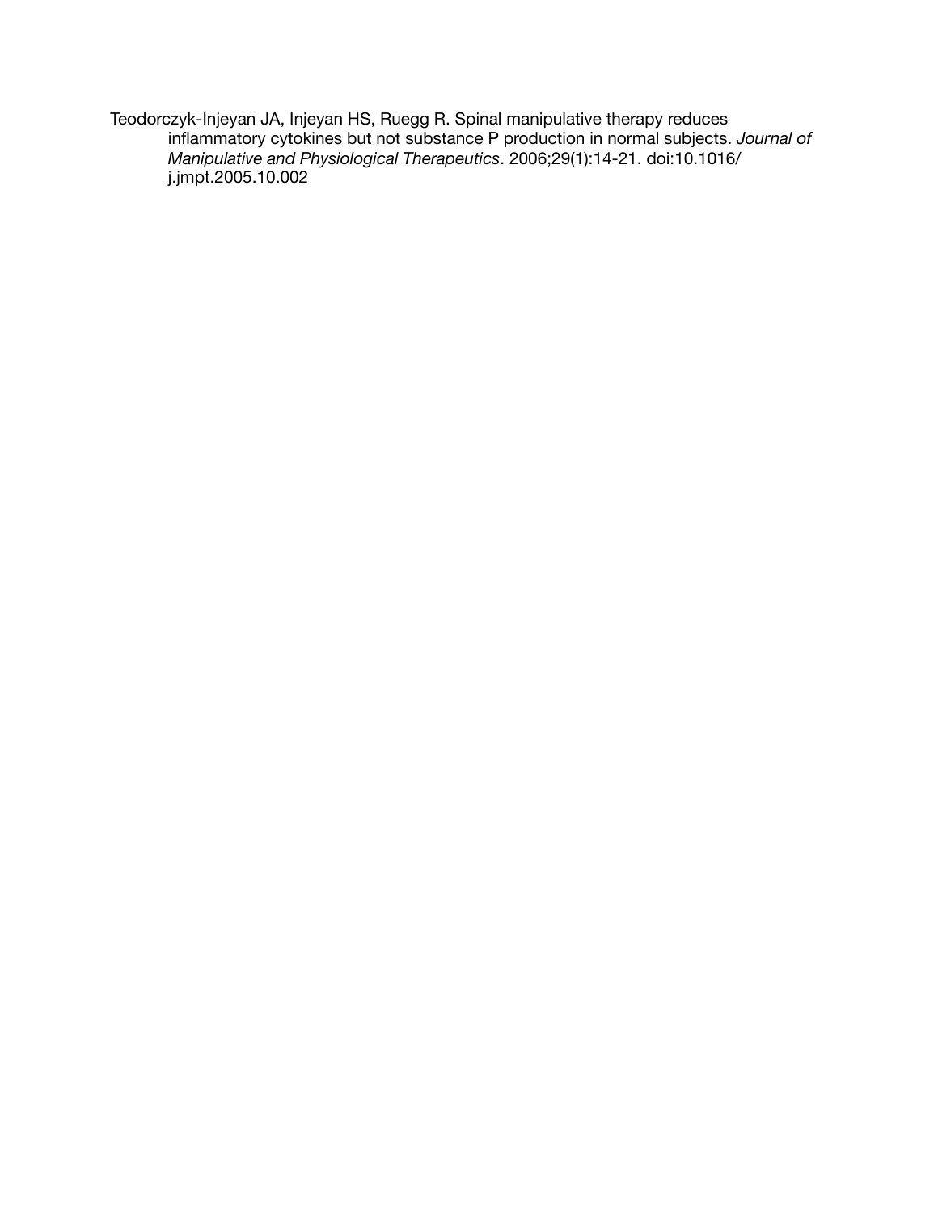Teodorczyk-Injeyan JA, Injeyan HS, Ruegg R. Spinal manipulative therapy reduces inflammatory cytokines but not substance P production in normal subjects. *Journal of Manipulative and Physiological Therapeutics*. 2006;29(1):14-21. doi:10.1016/j.jmpt.2005.10.002